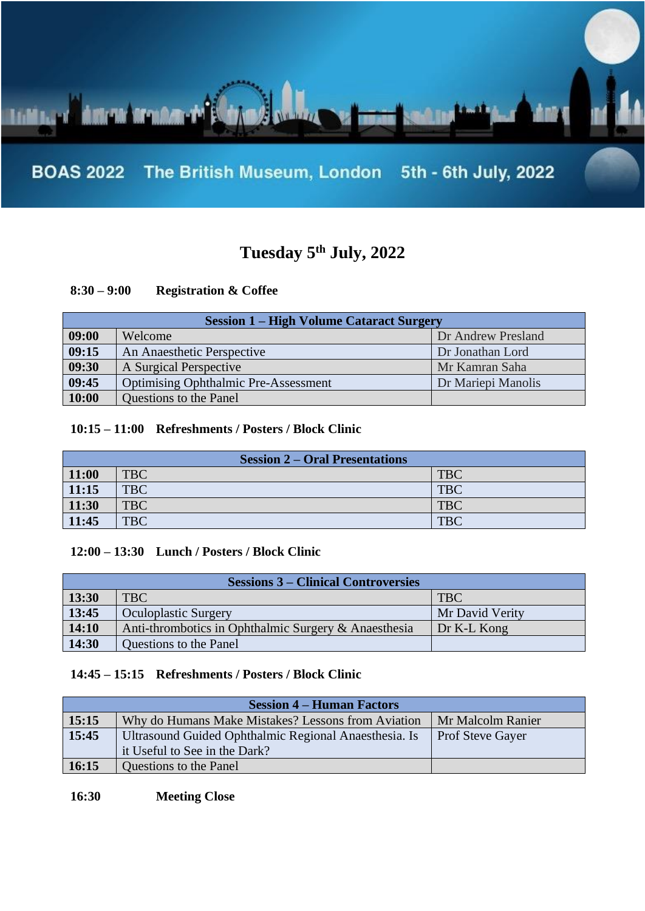BOAS 2022 The British Museum, London 5th - 6th July, 2022

# Tuesday 5th July, 2022

**8:30 – 9:00 Registration & Coffee**

| Session 1 – High Volume Cataract Surgery | | |
|---|---|---|
| **09:00** | Welcome | Dr Andrew Presland |
| **09:15** | An Anaesthetic Perspective | Dr Jonathan Lord |
| **09:30** | A Surgical Perspective | Mr Kamran Saha |
| **09:45** | Optimising Ophthalmic Pre-Assessment | Dr Mariepi Manolis |
| **10:00** | Questions to the Panel | |

**10:15 – 11:00 Refreshments / Posters / Block Clinic**

| Session 2 – Oral Presentations | | |
|---|---|---|
| **11:00** | TBC | TBC |
| **11:15** | TBC | TBC |
| **11:30** | TBC | TBC |
| **11:45** | TBC | TBC |

**12:00 – 13:30 Lunch / Posters / Block Clinic**

| Sessions 3 – Clinical Controversies | | |
|---|---|---|
| **13:30** | TBC | TBC |
| **13:45** | Oculoplastic Surgery | Mr David Verity |
| **14:10** | Anti-thrombotics in Ophthalmic Surgery & Anaesthesia | Dr K-L Kong |
| **14:30** | Questions to the Panel | |

**14:45 – 15:15 Refreshments / Posters / Block Clinic**

| Session 4 – Human Factors | | |
|---|---|---|
| **15:15** | Why do Humans Make Mistakes? Lessons from Aviation | Mr Malcolm Ranier |
| **15:45** | Ultrasound Guided Ophthalmic Regional Anaesthesia. Is it Useful to See in the Dark? | Prof Steve Gayer |
| **16:15** | Questions to the Panel | |

**16:30 Meeting Close**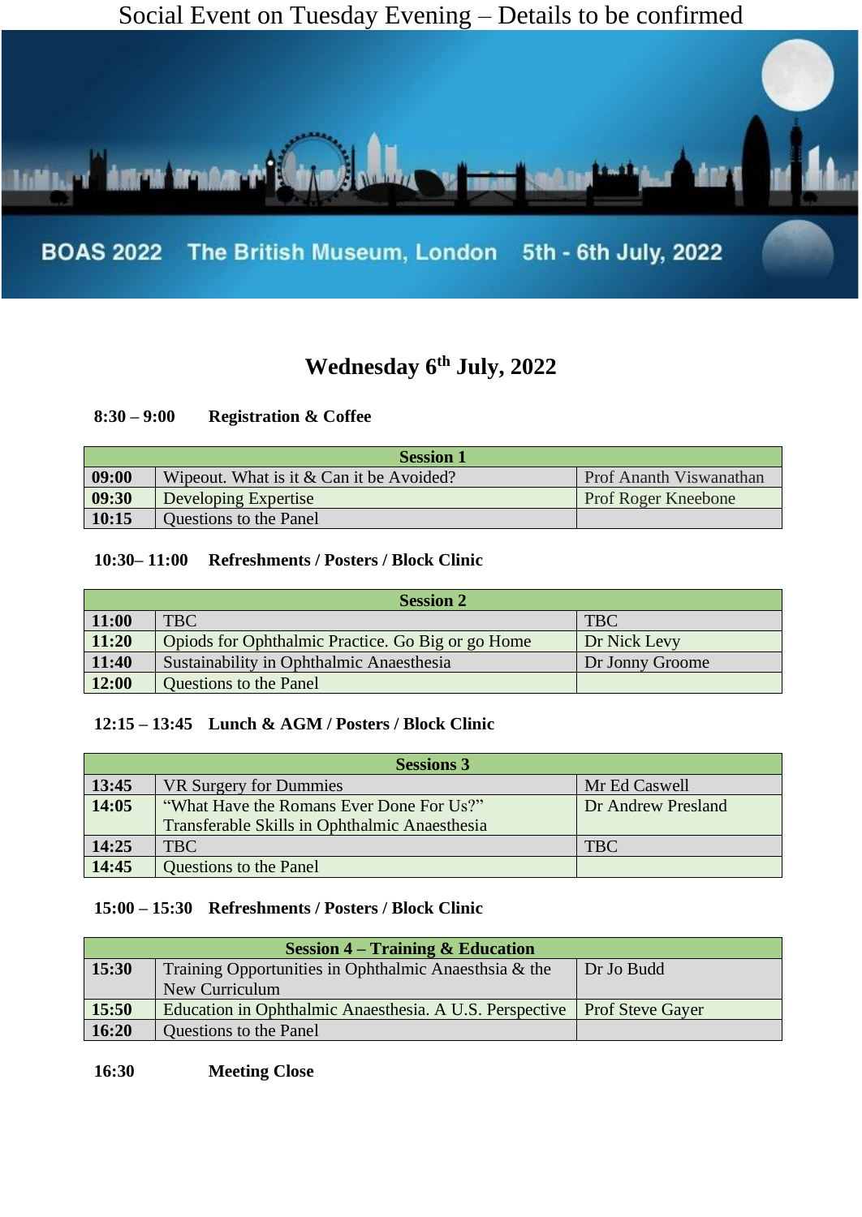Social Event on Tuesday Evening – Details to be confirmed

BOAS 2022 The British Museum, London 5th - 6th July, 2022

## Wednesday 6th July, 2022

**8:30 – 9:00 Registration & Coffee**

| Session 1 | | |
|---|---|---|
| **09:00** | Wipeout. What is it & Can it be Avoided? | Prof Ananth Viswanathan |
| **09:30** | Developing Expertise | Prof Roger Kneebone |
| **10:15** | Questions to the Panel | |

**10:30– 11:00 Refreshments / Posters / Block Clinic**

| Session 2 | | |
|---|---|---|
| **11:00** | TBC | TBC |
| **11:20** | Opiods for Ophthalmic Practice. Go Big or go Home | Dr Nick Levy |
| **11:40** | Sustainability in Ophthalmic Anaesthesia | Dr Jonny Groome |
| **12:00** | Questions to the Panel | |

**12:15 – 13:45 Lunch & AGM / Posters / Block Clinic**

| Sessions 3 | | |
|---|---|---|
| **13:45** | VR Surgery for Dummies | Mr Ed Caswell |
| **14:05** | "What Have the Romans Ever Done For Us?" Transferable Skills in Ophthalmic Anaesthesia | Dr Andrew Presland |
| **14:25** | TBC | TBC |
| **14:45** | Questions to the Panel | |

**15:00 – 15:30 Refreshments / Posters / Block Clinic**

| Session 4 – Training & Education | | |
|---|---|---|
| **15:30** | Training Opportunities in Ophthalmic Anaesthsia & the New Curriculum | Dr Jo Budd |
| **15:50** | Education in Ophthalmic Anaesthesia. A U.S. Perspective | Prof Steve Gayer |
| **16:20** | Questions to the Panel | |

**16:30 Meeting Close**